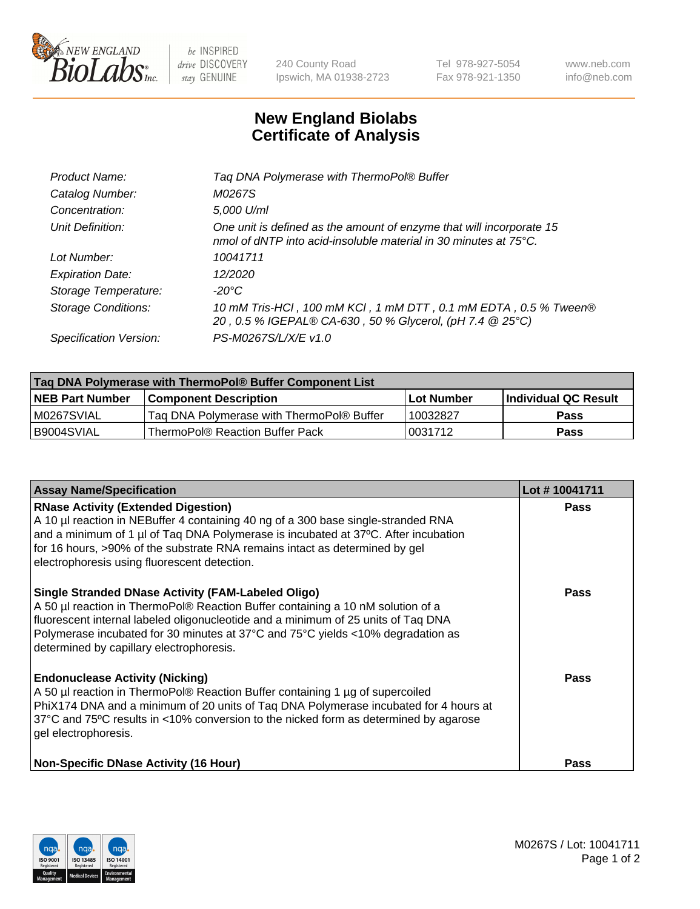# New England Biolabs Certificate of Analysis

| | |
|---|---|
| *Product Name:* | *Taq DNA Polymerase with ThermoPol® Buffer* |
| *Catalog Number:* | *M0267S* |
| *Concentration:* | *5,000 U/ml* |
| *Unit Definition:* | *One unit is defined as the amount of enzyme that will incorporate 15 nmol of dNTP into acid-insoluble material in 30 minutes at 75°C.* |
| *Lot Number:* | *10041711* |
| *Expiration Date:* | *12/2020* |
| *Storage Temperature:* | *-20°C* |
| *Storage Conditions:* | *10 mM Tris-HCl , 100 mM KCl , 1 mM DTT , 0.1 mM EDTA , 0.5 % Tween® 20 , 0.5 % IGEPAL® CA-630 , 50 % Glycerol, (pH 7.4 @ 25°C)* |
| *Specification Version:* | *PS-M0267S/L/X/E v1.0* |

| Taq DNA Polymerase with ThermoPol® Buffer Component List | | | |
|---|---|---|---|
| **NEB Part Number** | **Component Description** | **Lot Number** | **Individual QC Result** |
| M0267SVIAL | Taq DNA Polymerase with ThermoPol® Buffer | 10032827 | **Pass** |
| B9004SVIAL | ThermoPol® Reaction Buffer Pack | 0031712 | **Pass** |

| Assay Name/Specification | Lot # 10041711 |
|---|---|
| **RNase Activity (Extended Digestion)**<br>A 10 µl reaction in NEBuffer 4 containing 40 ng of a 300 base single-stranded RNA and a minimum of 1 µl of Taq DNA Polymerase is incubated at 37ºC. After incubation for 16 hours, >90% of the substrate RNA remains intact as determined by gel electrophoresis using fluorescent detection. | **Pass** |
| **Single Stranded DNase Activity (FAM-Labeled Oligo)**<br>A 50 µl reaction in ThermoPol® Reaction Buffer containing a 10 nM solution of a fluorescent internal labeled oligonucleotide and a minimum of 25 units of Taq DNA Polymerase incubated for 30 minutes at 37°C and 75°C yields <10% degradation as determined by capillary electrophoresis. | **Pass** |
| **Endonuclease Activity (Nicking)**<br>A 50 µl reaction in ThermoPol® Reaction Buffer containing 1 µg of supercoiled PhiX174 DNA and a minimum of 20 units of Taq DNA Polymerase incubated for 4 hours at 37°C and 75ºC results in <10% conversion to the nicked form as determined by agarose gel electrophoresis. | **Pass** |
| **Non-Specific DNase Activity (16 Hour)** | **Pass** |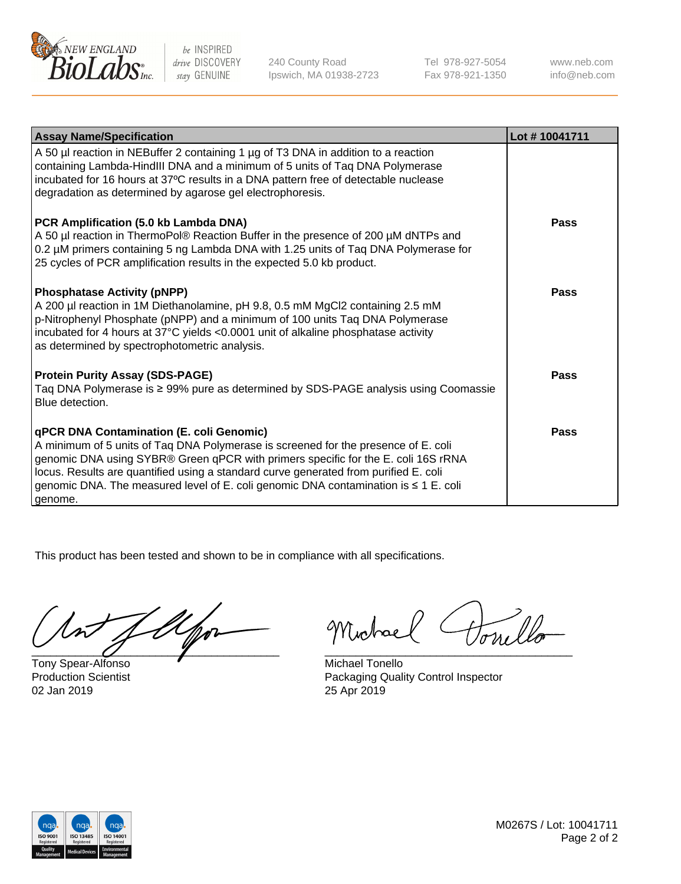| Assay Name/Specification | Lot # 10041711 |
|---|---|
| A 50 µl reaction in NEBuffer 2 containing 1 µg of T3 DNA in addition to a reaction containing Lambda-HindIII DNA and a minimum of 5 units of Taq DNA Polymerase incubated for 16 hours at 37ºC results in a DNA pattern free of detectable nuclease degradation as determined by agarose gel electrophoresis. | |
| **PCR Amplification (5.0 kb Lambda DNA)**<br>A 50 µl reaction in ThermoPol® Reaction Buffer in the presence of 200 µM dNTPs and 0.2 µM primers containing 5 ng Lambda DNA with 1.25 units of Taq DNA Polymerase for 25 cycles of PCR amplification results in the expected 5.0 kb product. | **Pass** |
| **Phosphatase Activity (pNPP)**<br>A 200 µl reaction in 1M Diethanolamine, pH 9.8, 0.5 mM MgCl2 containing 2.5 mM p-Nitrophenyl Phosphate (pNPP) and a minimum of 100 units Taq DNA Polymerase incubated for 4 hours at 37°C yields <0.0001 unit of alkaline phosphatase activity as determined by spectrophotometric analysis. | **Pass** |
| **Protein Purity Assay (SDS-PAGE)**<br>Taq DNA Polymerase is ≥ 99% pure as determined by SDS-PAGE analysis using Coomassie Blue detection. | **Pass** |
| **qPCR DNA Contamination (E. coli Genomic)**<br>A minimum of 5 units of Taq DNA Polymerase is screened for the presence of E. coli genomic DNA using SYBR® Green qPCR with primers specific for the E. coli 16S rRNA locus. Results are quantified using a standard curve generated from purified E. coli genomic DNA. The measured level of E. coli genomic DNA contamination is ≤ 1 E. coli genome. | **Pass** |

This product has been tested and shown to be in compliance with all specifications.

Tony Spear-Alfonso
Production Scientist
02 Jan 2019

Michael Tonello
Packaging Quality Control Inspector
25 Apr 2019

M0267S / Lot: 10041711